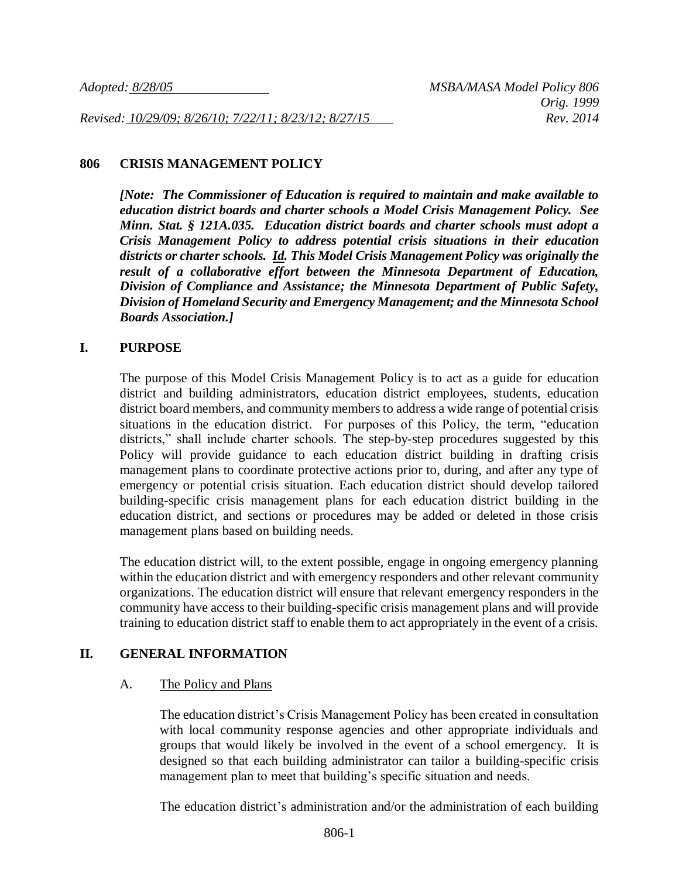*Adopted: 8/28/05* *MSBA/MASA Model Policy 806*
*Orig. 1999*
*Revised: 10/29/09; 8/26/10; 7/22/11; 8/23/12; 8/27/15* *Rev. 2014*

## 806 CRISIS MANAGEMENT POLICY

***[Note: The Commissioner of Education is required to maintain and make available to education district boards and charter schools a Model Crisis Management Policy. See Minn. Stat. § 121A.035. Education district boards and charter schools must adopt a Crisis Management Policy to address potential crisis situations in their education districts or charter schools. Id. This Model Crisis Management Policy was originally the result of a collaborative effort between the Minnesota Department of Education, Division of Compliance and Assistance; the Minnesota Department of Public Safety, Division of Homeland Security and Emergency Management; and the Minnesota School Boards Association.]***

## I. PURPOSE

The purpose of this Model Crisis Management Policy is to act as a guide for education district and building administrators, education district employees, students, education district board members, and community members to address a wide range of potential crisis situations in the education district. For purposes of this Policy, the term, "education districts," shall include charter schools. The step-by-step procedures suggested by this Policy will provide guidance to each education district building in drafting crisis management plans to coordinate protective actions prior to, during, and after any type of emergency or potential crisis situation. Each education district should develop tailored building-specific crisis management plans for each education district building in the education district, and sections or procedures may be added or deleted in those crisis management plans based on building needs.

The education district will, to the extent possible, engage in ongoing emergency planning within the education district and with emergency responders and other relevant community organizations. The education district will ensure that relevant emergency responders in the community have access to their building-specific crisis management plans and will provide training to education district staff to enable them to act appropriately in the event of a crisis.

## II. GENERAL INFORMATION

### A. The Policy and Plans

The education district's Crisis Management Policy has been created in consultation with local community response agencies and other appropriate individuals and groups that would likely be involved in the event of a school emergency. It is designed so that each building administrator can tailor a building-specific crisis management plan to meet that building's specific situation and needs.

The education district's administration and/or the administration of each building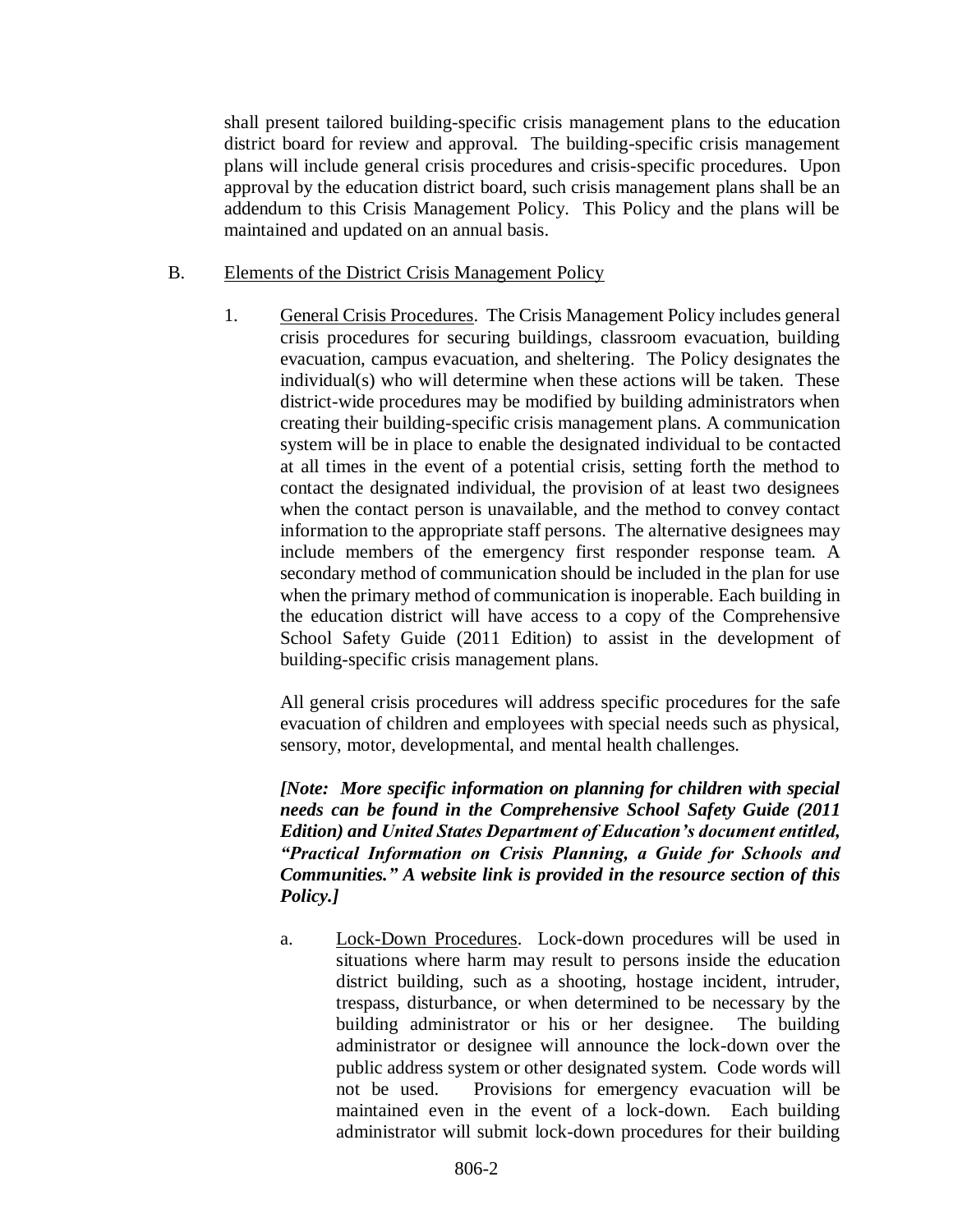shall present tailored building-specific crisis management plans to the education district board for review and approval. The building-specific crisis management plans will include general crisis procedures and crisis-specific procedures. Upon approval by the education district board, such crisis management plans shall be an addendum to this Crisis Management Policy. This Policy and the plans will be maintained and updated on an annual basis.

B. Elements of the District Crisis Management Policy

1. General Crisis Procedures. The Crisis Management Policy includes general crisis procedures for securing buildings, classroom evacuation, building evacuation, campus evacuation, and sheltering. The Policy designates the individual(s) who will determine when these actions will be taken. These district-wide procedures may be modified by building administrators when creating their building-specific crisis management plans. A communication system will be in place to enable the designated individual to be contacted at all times in the event of a potential crisis, setting forth the method to contact the designated individual, the provision of at least two designees when the contact person is unavailable, and the method to convey contact information to the appropriate staff persons. The alternative designees may include members of the emergency first responder response team. A secondary method of communication should be included in the plan for use when the primary method of communication is inoperable. Each building in the education district will have access to a copy of the Comprehensive School Safety Guide (2011 Edition) to assist in the development of building-specific crisis management plans.

   All general crisis procedures will address specific procedures for the safe evacuation of children and employees with special needs such as physical, sensory, motor, developmental, and mental health challenges.

   ***[Note: More specific information on planning for children with special needs can be found in the Comprehensive School Safety Guide (2011 Edition) and United States Department of Education's document entitled, "Practical Information on Crisis Planning, a Guide for Schools and Communities." A website link is provided in the resource section of this Policy.]***

   a. Lock-Down Procedures. Lock-down procedures will be used in situations where harm may result to persons inside the education district building, such as a shooting, hostage incident, intruder, trespass, disturbance, or when determined to be necessary by the building administrator or his or her designee. The building administrator or designee will announce the lock-down over the public address system or other designated system. Code words will not be used. Provisions for emergency evacuation will be maintained even in the event of a lock-down. Each building administrator will submit lock-down procedures for their building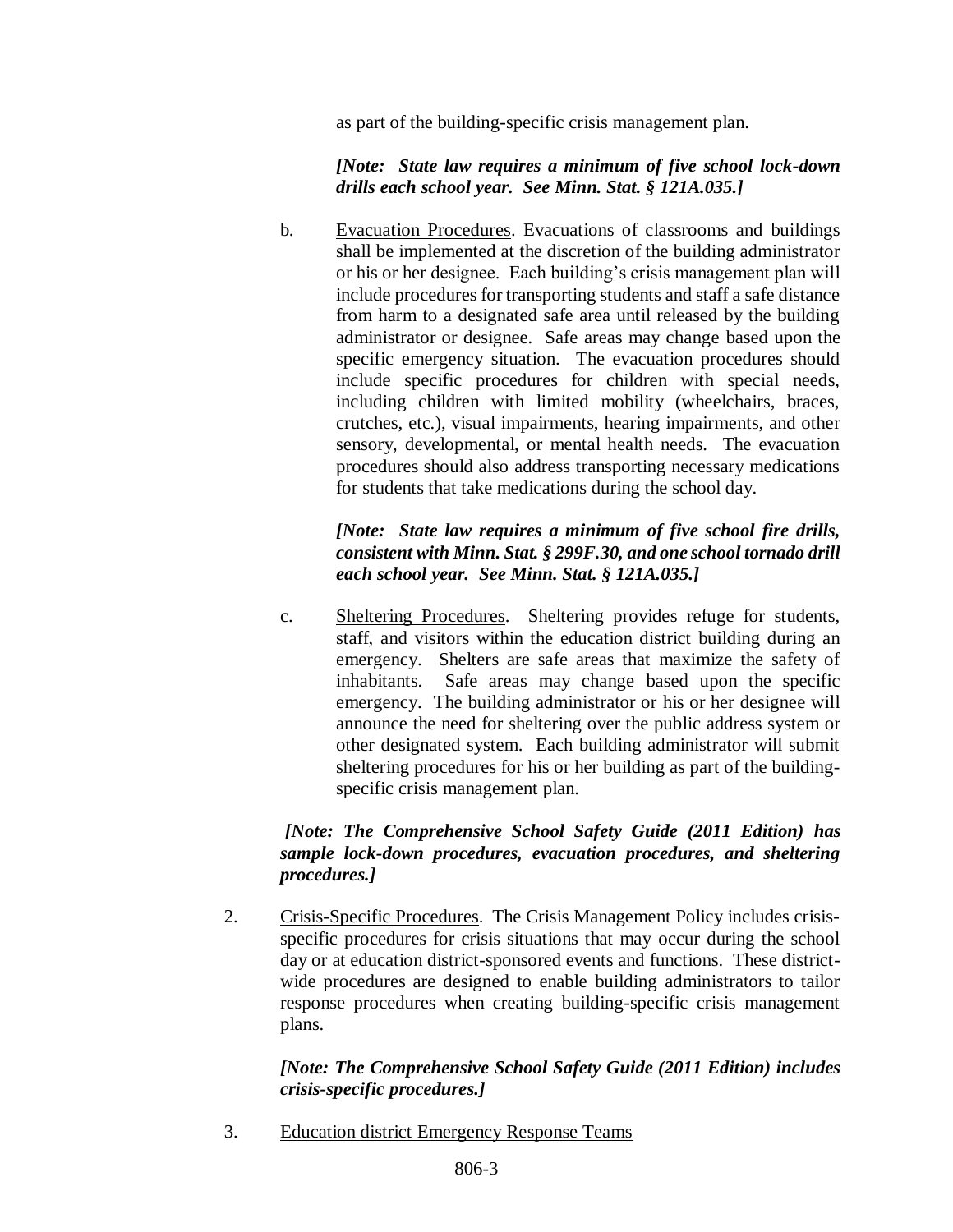as part of the building-specific crisis management plan.

***[Note: State law requires a minimum of five school lock-down drills each school year. See Minn. Stat. § 121A.035.]***

b. Evacuation Procedures. Evacuations of classrooms and buildings shall be implemented at the discretion of the building administrator or his or her designee. Each building's crisis management plan will include procedures for transporting students and staff a safe distance from harm to a designated safe area until released by the building administrator or designee. Safe areas may change based upon the specific emergency situation. The evacuation procedures should include specific procedures for children with special needs, including children with limited mobility (wheelchairs, braces, crutches, etc.), visual impairments, hearing impairments, and other sensory, developmental, or mental health needs. The evacuation procedures should also address transporting necessary medications for students that take medications during the school day.

***[Note: State law requires a minimum of five school fire drills, consistent with Minn. Stat. § 299F.30, and one school tornado drill each school year. See Minn. Stat. § 121A.035.]***

c. Sheltering Procedures. Sheltering provides refuge for students, staff, and visitors within the education district building during an emergency. Shelters are safe areas that maximize the safety of inhabitants. Safe areas may change based upon the specific emergency. The building administrator or his or her designee will announce the need for sheltering over the public address system or other designated system. Each building administrator will submit sheltering procedures for his or her building as part of the building-specific crisis management plan.

***[Note: The Comprehensive School Safety Guide (2011 Edition) has sample lock-down procedures, evacuation procedures, and sheltering procedures.]***

2. Crisis-Specific Procedures. The Crisis Management Policy includes crisis-specific procedures for crisis situations that may occur during the school day or at education district-sponsored events and functions. These district-wide procedures are designed to enable building administrators to tailor response procedures when creating building-specific crisis management plans.

***[Note: The Comprehensive School Safety Guide (2011 Edition) includes crisis-specific procedures.]***

3. Education district Emergency Response Teams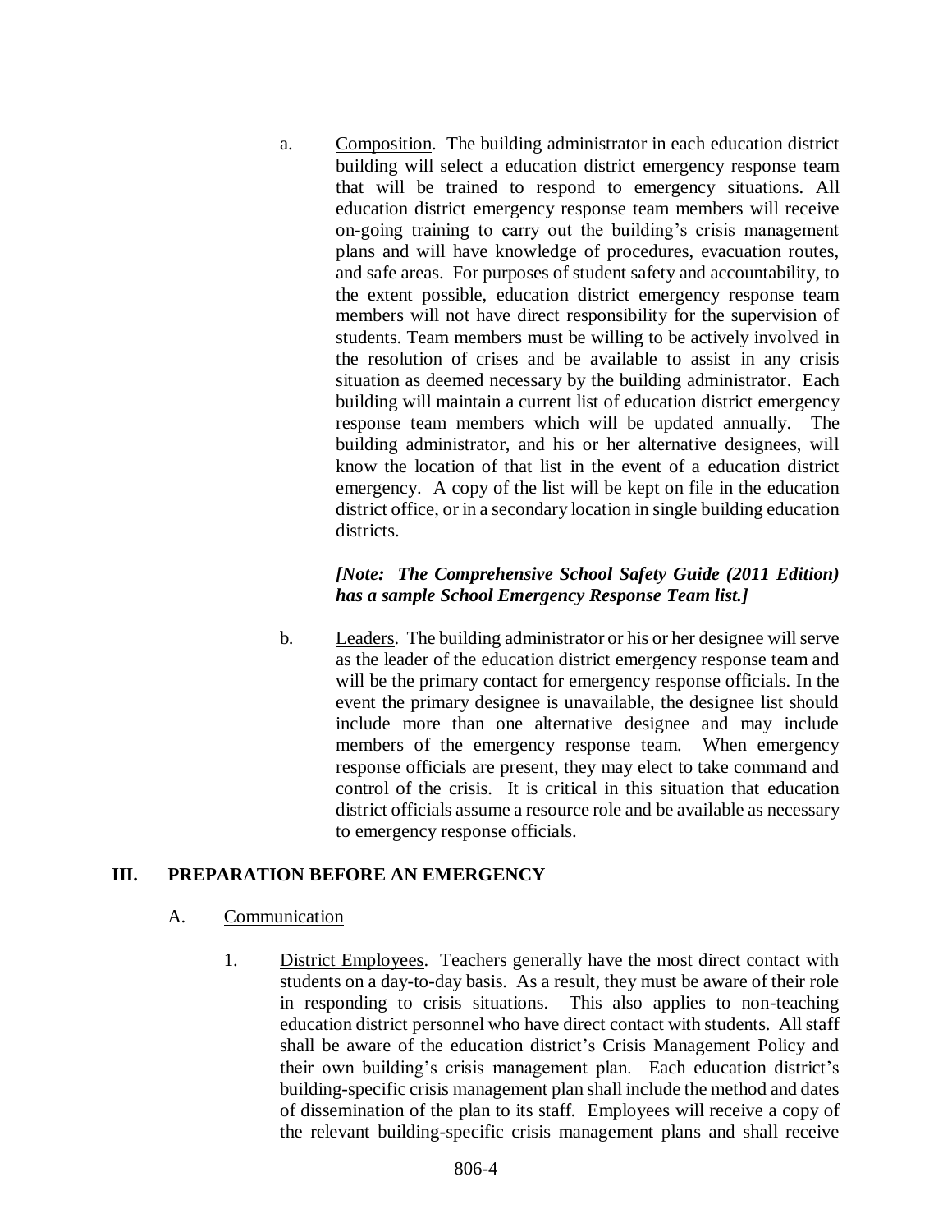a. <u>Composition</u>. The building administrator in each education district building will select a education district emergency response team that will be trained to respond to emergency situations. All education district emergency response team members will receive on-going training to carry out the building's crisis management plans and will have knowledge of procedures, evacuation routes, and safe areas. For purposes of student safety and accountability, to the extent possible, education district emergency response team members will not have direct responsibility for the supervision of students. Team members must be willing to be actively involved in the resolution of crises and be available to assist in any crisis situation as deemed necessary by the building administrator. Each building will maintain a current list of education district emergency response team members which will be updated annually. The building administrator, and his or her alternative designees, will know the location of that list in the event of a education district emergency. A copy of the list will be kept on file in the education district office, or in a secondary location in single building education districts.

***[Note: The Comprehensive School Safety Guide (2011 Edition) has a sample School Emergency Response Team list.]***

b. <u>Leaders</u>. The building administrator or his or her designee will serve as the leader of the education district emergency response team and will be the primary contact for emergency response officials. In the event the primary designee is unavailable, the designee list should include more than one alternative designee and may include members of the emergency response team. When emergency response officials are present, they may elect to take command and control of the crisis. It is critical in this situation that education district officials assume a resource role and be available as necessary to emergency response officials.

## III. PREPARATION BEFORE AN EMERGENCY

A. <u>Communication</u>

1. <u>District Employees</u>. Teachers generally have the most direct contact with students on a day-to-day basis. As a result, they must be aware of their role in responding to crisis situations. This also applies to non-teaching education district personnel who have direct contact with students. All staff shall be aware of the education district's Crisis Management Policy and their own building's crisis management plan. Each education district's building-specific crisis management plan shall include the method and dates of dissemination of the plan to its staff. Employees will receive a copy of the relevant building-specific crisis management plans and shall receive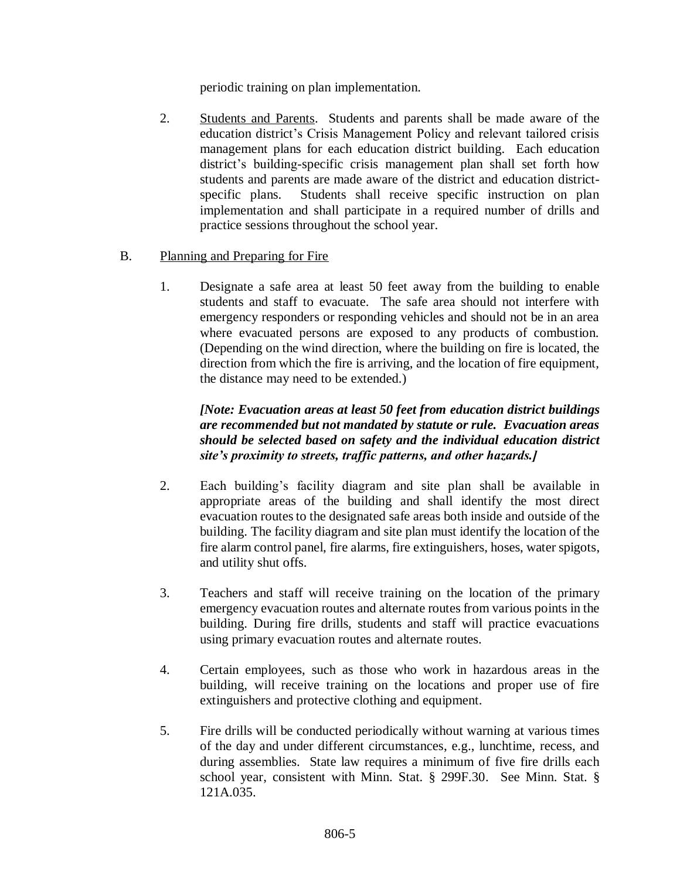periodic training on plan implementation.

2. Students and Parents. Students and parents shall be made aware of the education district's Crisis Management Policy and relevant tailored crisis management plans for each education district building. Each education district's building-specific crisis management plan shall set forth how students and parents are made aware of the district and education district-specific plans. Students shall receive specific instruction on plan implementation and shall participate in a required number of drills and practice sessions throughout the school year.

B. Planning and Preparing for Fire

1. Designate a safe area at least 50 feet away from the building to enable students and staff to evacuate. The safe area should not interfere with emergency responders or responding vehicles and should not be in an area where evacuated persons are exposed to any products of combustion. (Depending on the wind direction, where the building on fire is located, the direction from which the fire is arriving, and the location of fire equipment, the distance may need to be extended.)

   ***[Note: Evacuation areas at least 50 feet from education district buildings are recommended but not mandated by statute or rule. Evacuation areas should be selected based on safety and the individual education district site's proximity to streets, traffic patterns, and other hazards.]***

2. Each building's facility diagram and site plan shall be available in appropriate areas of the building and shall identify the most direct evacuation routes to the designated safe areas both inside and outside of the building. The facility diagram and site plan must identify the location of the fire alarm control panel, fire alarms, fire extinguishers, hoses, water spigots, and utility shut offs.

3. Teachers and staff will receive training on the location of the primary emergency evacuation routes and alternate routes from various points in the building. During fire drills, students and staff will practice evacuations using primary evacuation routes and alternate routes.

4. Certain employees, such as those who work in hazardous areas in the building, will receive training on the locations and proper use of fire extinguishers and protective clothing and equipment.

5. Fire drills will be conducted periodically without warning at various times of the day and under different circumstances, e.g., lunchtime, recess, and during assemblies. State law requires a minimum of five fire drills each school year, consistent with Minn. Stat. § 299F.30. See Minn. Stat. § 121A.035.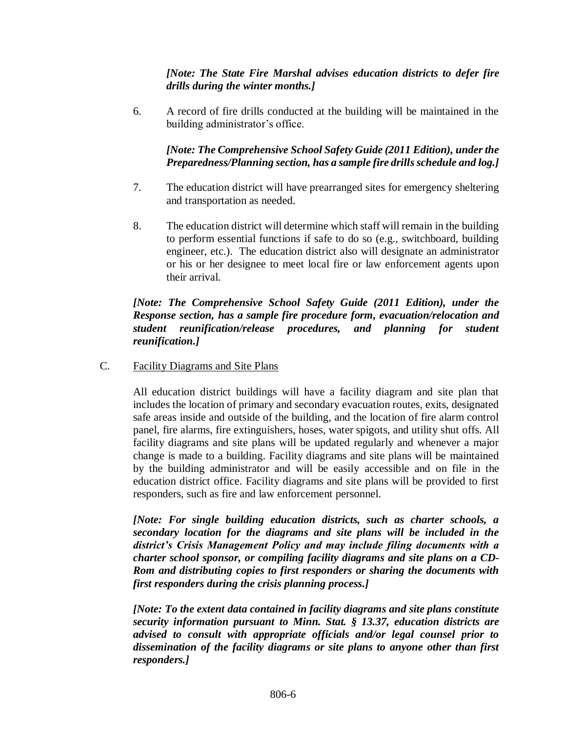***[Note: The State Fire Marshal advises education districts to defer fire drills during the winter months.]***

6. A record of fire drills conducted at the building will be maintained in the building administrator's office.

   ***[Note: The Comprehensive School Safety Guide (2011 Edition), under the Preparedness/Planning section, has a sample fire drills schedule and log.]***

7. The education district will have prearranged sites for emergency sheltering and transportation as needed.

8. The education district will determine which staff will remain in the building to perform essential functions if safe to do so (e.g., switchboard, building engineer, etc.). The education district also will designate an administrator or his or her designee to meet local fire or law enforcement agents upon their arrival.

***[Note: The Comprehensive School Safety Guide (2011 Edition), under the Response section, has a sample fire procedure form, evacuation/relocation and student reunification/release procedures, and planning for student reunification.]***

C. <u>Facility Diagrams and Site Plans</u>

All education district buildings will have a facility diagram and site plan that includes the location of primary and secondary evacuation routes, exits, designated safe areas inside and outside of the building, and the location of fire alarm control panel, fire alarms, fire extinguishers, hoses, water spigots, and utility shut offs. All facility diagrams and site plans will be updated regularly and whenever a major change is made to a building. Facility diagrams and site plans will be maintained by the building administrator and will be easily accessible and on file in the education district office. Facility diagrams and site plans will be provided to first responders, such as fire and law enforcement personnel.

***[Note: For single building education districts, such as charter schools, a secondary location for the diagrams and site plans will be included in the district's Crisis Management Policy and may include filing documents with a charter school sponsor, or compiling facility diagrams and site plans on a CD-Rom and distributing copies to first responders or sharing the documents with first responders during the crisis planning process.]***

***[Note: To the extent data contained in facility diagrams and site plans constitute security information pursuant to Minn. Stat. § 13.37, education districts are advised to consult with appropriate officials and/or legal counsel prior to dissemination of the facility diagrams or site plans to anyone other than first responders.]***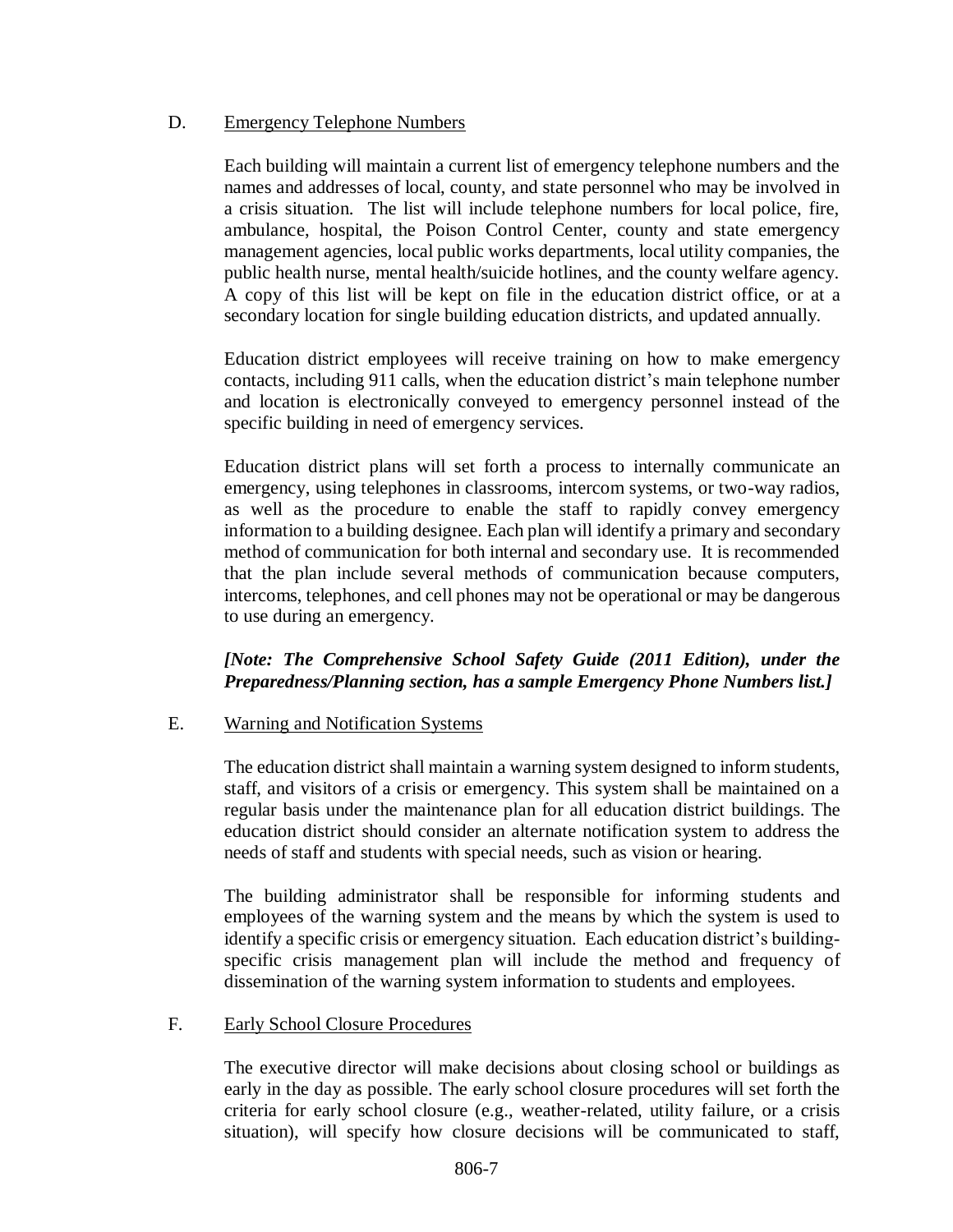### D. Emergency Telephone Numbers

Each building will maintain a current list of emergency telephone numbers and the names and addresses of local, county, and state personnel who may be involved in a crisis situation. The list will include telephone numbers for local police, fire, ambulance, hospital, the Poison Control Center, county and state emergency management agencies, local public works departments, local utility companies, the public health nurse, mental health/suicide hotlines, and the county welfare agency. A copy of this list will be kept on file in the education district office, or at a secondary location for single building education districts, and updated annually.

Education district employees will receive training on how to make emergency contacts, including 911 calls, when the education district's main telephone number and location is electronically conveyed to emergency personnel instead of the specific building in need of emergency services.

Education district plans will set forth a process to internally communicate an emergency, using telephones in classrooms, intercom systems, or two-way radios, as well as the procedure to enable the staff to rapidly convey emergency information to a building designee. Each plan will identify a primary and secondary method of communication for both internal and secondary use. It is recommended that the plan include several methods of communication because computers, intercoms, telephones, and cell phones may not be operational or may be dangerous to use during an emergency.

***[Note: The Comprehensive School Safety Guide (2011 Edition), under the Preparedness/Planning section, has a sample Emergency Phone Numbers list.]***

### E. Warning and Notification Systems

The education district shall maintain a warning system designed to inform students, staff, and visitors of a crisis or emergency. This system shall be maintained on a regular basis under the maintenance plan for all education district buildings. The education district should consider an alternate notification system to address the needs of staff and students with special needs, such as vision or hearing.

The building administrator shall be responsible for informing students and employees of the warning system and the means by which the system is used to identify a specific crisis or emergency situation. Each education district's building-specific crisis management plan will include the method and frequency of dissemination of the warning system information to students and employees.

### F. Early School Closure Procedures

The executive director will make decisions about closing school or buildings as early in the day as possible. The early school closure procedures will set forth the criteria for early school closure (e.g., weather-related, utility failure, or a crisis situation), will specify how closure decisions will be communicated to staff,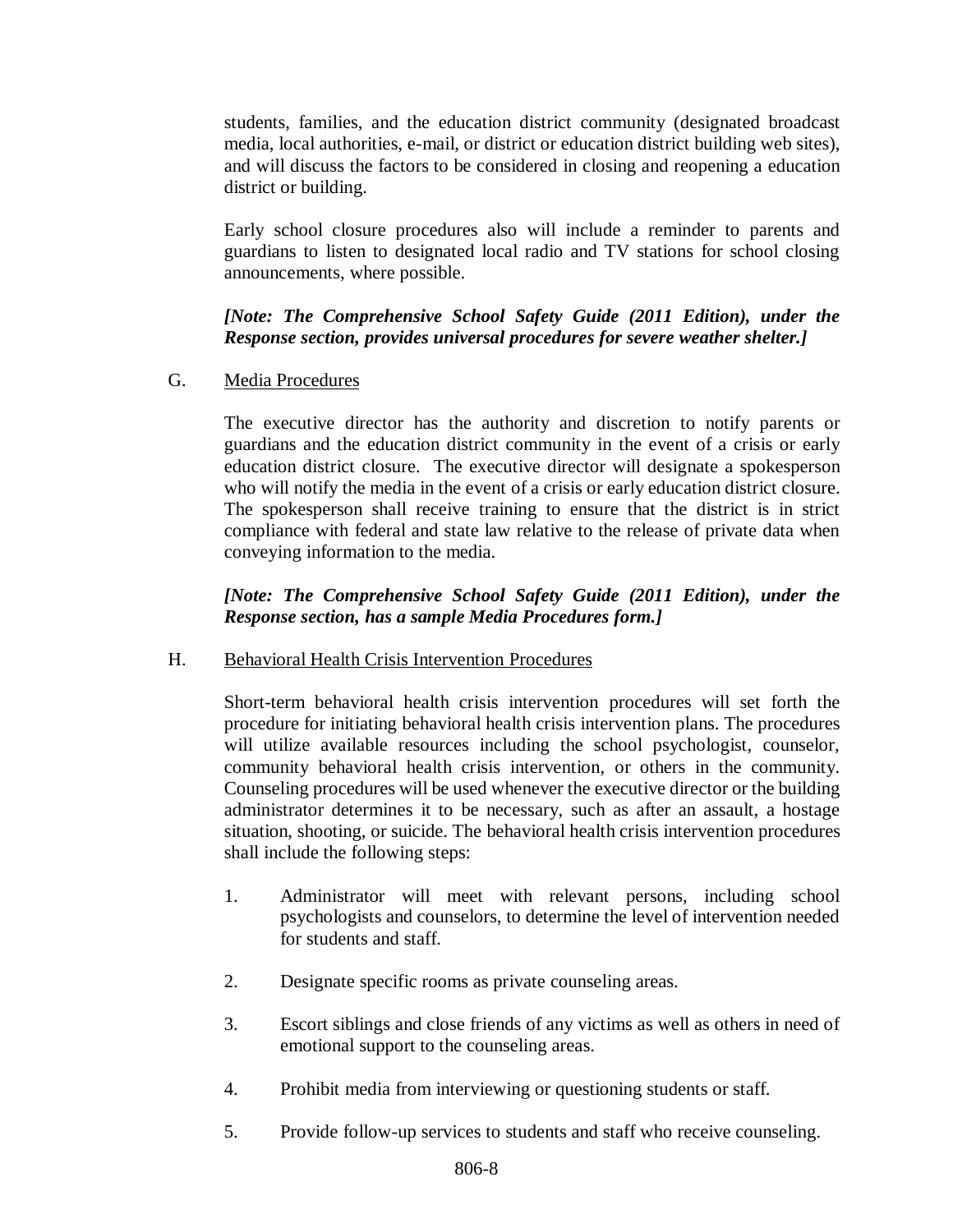students, families, and the education district community (designated broadcast media, local authorities, e-mail, or district or education district building web sites), and will discuss the factors to be considered in closing and reopening a education district or building.

Early school closure procedures also will include a reminder to parents and guardians to listen to designated local radio and TV stations for school closing announcements, where possible.

***[Note: The Comprehensive School Safety Guide (2011 Edition), under the Response section, provides universal procedures for severe weather shelter.]***

G. Media Procedures

The executive director has the authority and discretion to notify parents or guardians and the education district community in the event of a crisis or early education district closure. The executive director will designate a spokesperson who will notify the media in the event of a crisis or early education district closure. The spokesperson shall receive training to ensure that the district is in strict compliance with federal and state law relative to the release of private data when conveying information to the media.

***[Note: The Comprehensive School Safety Guide (2011 Edition), under the Response section, has a sample Media Procedures form.]***

H. Behavioral Health Crisis Intervention Procedures

Short-term behavioral health crisis intervention procedures will set forth the procedure for initiating behavioral health crisis intervention plans. The procedures will utilize available resources including the school psychologist, counselor, community behavioral health crisis intervention, or others in the community. Counseling procedures will be used whenever the executive director or the building administrator determines it to be necessary, such as after an assault, a hostage situation, shooting, or suicide. The behavioral health crisis intervention procedures shall include the following steps:

1. Administrator will meet with relevant persons, including school psychologists and counselors, to determine the level of intervention needed for students and staff.

2. Designate specific rooms as private counseling areas.

3. Escort siblings and close friends of any victims as well as others in need of emotional support to the counseling areas.

4. Prohibit media from interviewing or questioning students or staff.

5. Provide follow-up services to students and staff who receive counseling.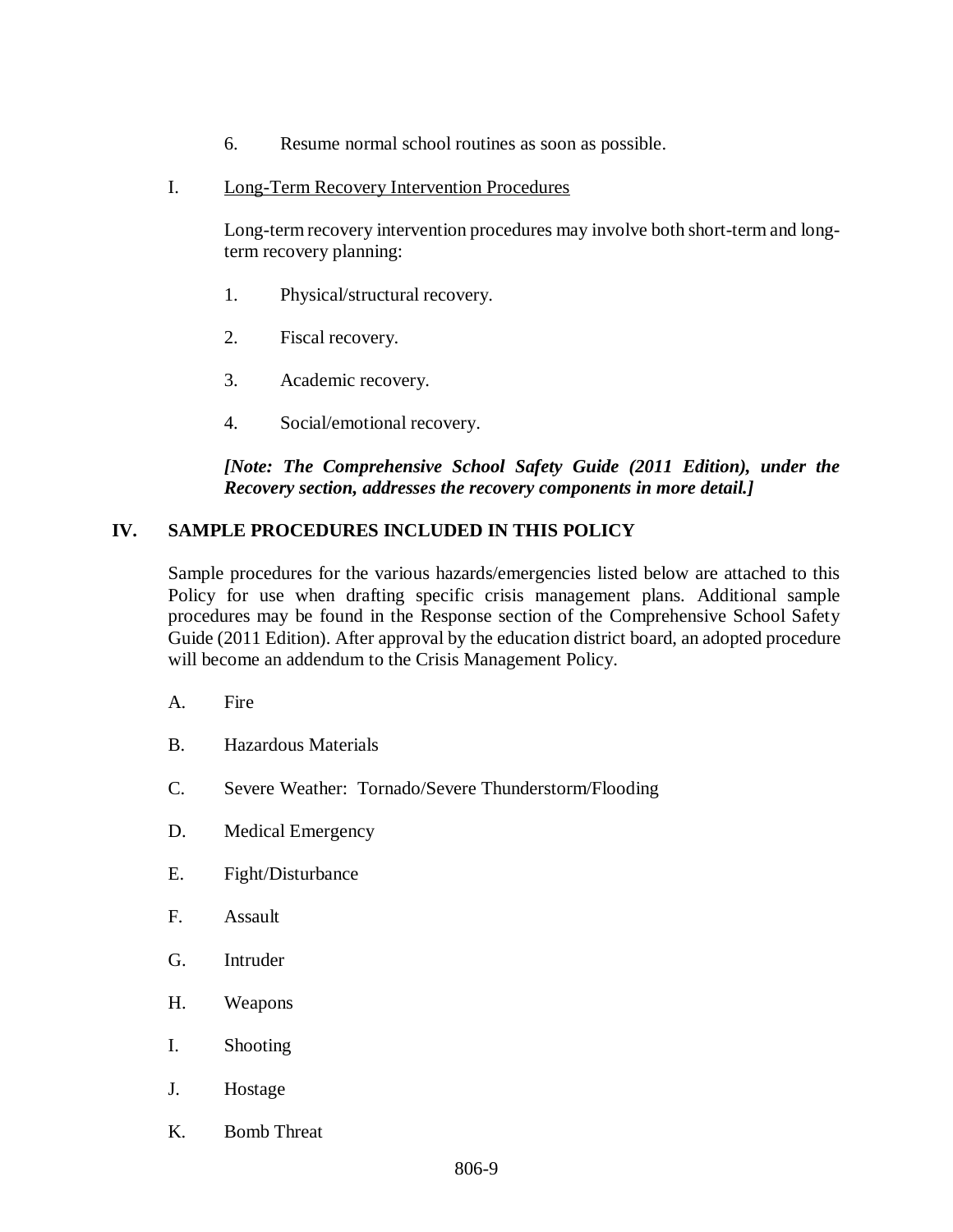6. Resume normal school routines as soon as possible.

I. <u>Long-Term Recovery Intervention Procedures</u>

Long-term recovery intervention procedures may involve both short-term and long-term recovery planning:

1. Physical/structural recovery.

2. Fiscal recovery.

3. Academic recovery.

4. Social/emotional recovery.

***[Note: The Comprehensive School Safety Guide (2011 Edition), under the Recovery section, addresses the recovery components in more detail.]***

## IV. SAMPLE PROCEDURES INCLUDED IN THIS POLICY

Sample procedures for the various hazards/emergencies listed below are attached to this Policy for use when drafting specific crisis management plans. Additional sample procedures may be found in the Response section of the Comprehensive School Safety Guide (2011 Edition). After approval by the education district board, an adopted procedure will become an addendum to the Crisis Management Policy.

A. Fire

B. Hazardous Materials

C. Severe Weather: Tornado/Severe Thunderstorm/Flooding

D. Medical Emergency

E. Fight/Disturbance

F. Assault

G. Intruder

H. Weapons

I. Shooting

J. Hostage

K. Bomb Threat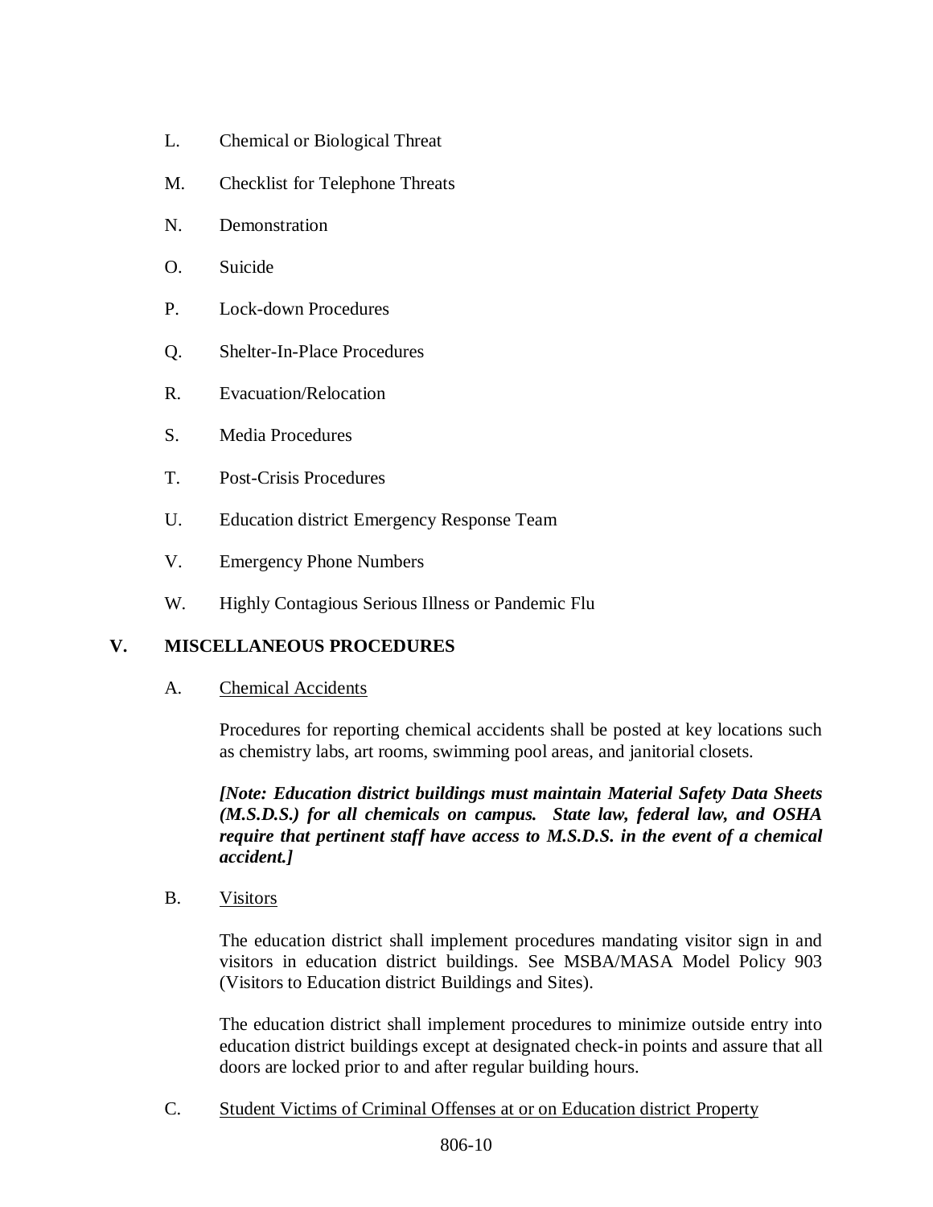L. Chemical or Biological Threat

M. Checklist for Telephone Threats

N. Demonstration

O. Suicide

P. Lock-down Procedures

Q. Shelter-In-Place Procedures

R. Evacuation/Relocation

S. Media Procedures

T. Post-Crisis Procedures

U. Education district Emergency Response Team

V. Emergency Phone Numbers

W. Highly Contagious Serious Illness or Pandemic Flu

## V. MISCELLANEOUS PROCEDURES

A. <u>Chemical Accidents</u>

Procedures for reporting chemical accidents shall be posted at key locations such as chemistry labs, art rooms, swimming pool areas, and janitorial closets.

***[Note: Education district buildings must maintain Material Safety Data Sheets (M.S.D.S.) for all chemicals on campus. State law, federal law, and OSHA require that pertinent staff have access to M.S.D.S. in the event of a chemical accident.]***

B. <u>Visitors</u>

The education district shall implement procedures mandating visitor sign in and visitors in education district buildings. See MSBA/MASA Model Policy 903 (Visitors to Education district Buildings and Sites).

The education district shall implement procedures to minimize outside entry into education district buildings except at designated check-in points and assure that all doors are locked prior to and after regular building hours.

C. <u>Student Victims of Criminal Offenses at or on Education district Property</u>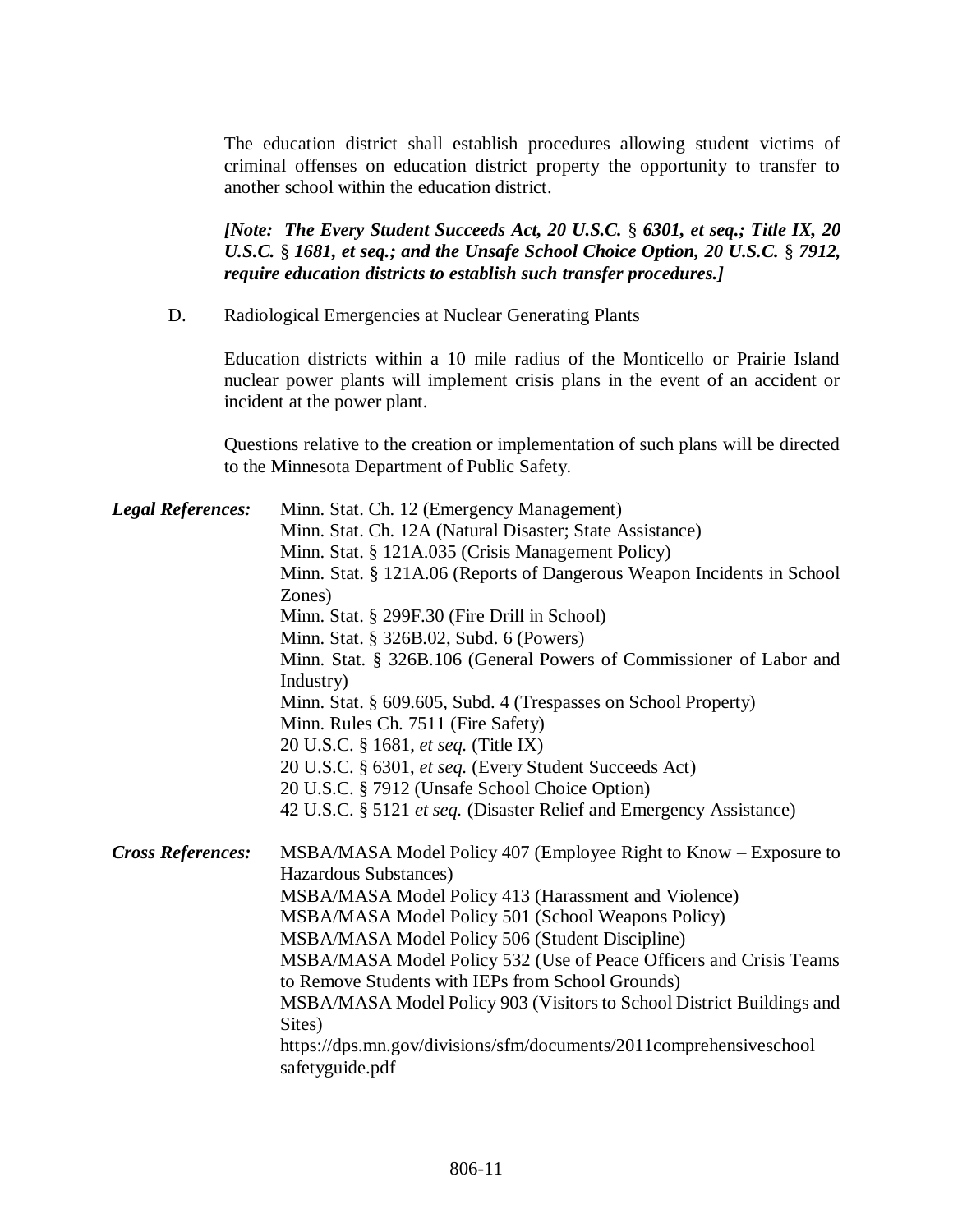The education district shall establish procedures allowing student victims of criminal offenses on education district property the opportunity to transfer to another school within the education district.

***[Note: The Every Student Succeeds Act, 20 U.S.C. § 6301, et seq.; Title IX, 20 U.S.C. § 1681, et seq.; and the Unsafe School Choice Option, 20 U.S.C. § 7912, require education districts to establish such transfer procedures.]***

D. Radiological Emergencies at Nuclear Generating Plants

Education districts within a 10 mile radius of the Monticello or Prairie Island nuclear power plants will implement crisis plans in the event of an accident or incident at the power plant.

Questions relative to the creation or implementation of such plans will be directed to the Minnesota Department of Public Safety.

***Legal References:***

Minn. Stat. Ch. 12 (Emergency Management)
Minn. Stat. Ch. 12A (Natural Disaster; State Assistance)
Minn. Stat. § 121A.035 (Crisis Management Policy)
Minn. Stat. § 121A.06 (Reports of Dangerous Weapon Incidents in School Zones)
Minn. Stat. § 299F.30 (Fire Drill in School)
Minn. Stat. § 326B.02, Subd. 6 (Powers)
Minn. Stat. § 326B.106 (General Powers of Commissioner of Labor and Industry)
Minn. Stat. § 609.605, Subd. 4 (Trespasses on School Property)
Minn. Rules Ch. 7511 (Fire Safety)
20 U.S.C. § 1681, *et seq.* (Title IX)
20 U.S.C. § 6301, *et seq.* (Every Student Succeeds Act)
20 U.S.C. § 7912 (Unsafe School Choice Option)
42 U.S.C. § 5121 *et seq.* (Disaster Relief and Emergency Assistance)

***Cross References:***

MSBA/MASA Model Policy 407 (Employee Right to Know – Exposure to Hazardous Substances)
MSBA/MASA Model Policy 413 (Harassment and Violence)
MSBA/MASA Model Policy 501 (School Weapons Policy)
MSBA/MASA Model Policy 506 (Student Discipline)
MSBA/MASA Model Policy 532 (Use of Peace Officers and Crisis Teams to Remove Students with IEPs from School Grounds)
MSBA/MASA Model Policy 903 (Visitors to School District Buildings and Sites)
https://dps.mn.gov/divisions/sfm/documents/2011comprehensiveschoolsafetyguide.pdf